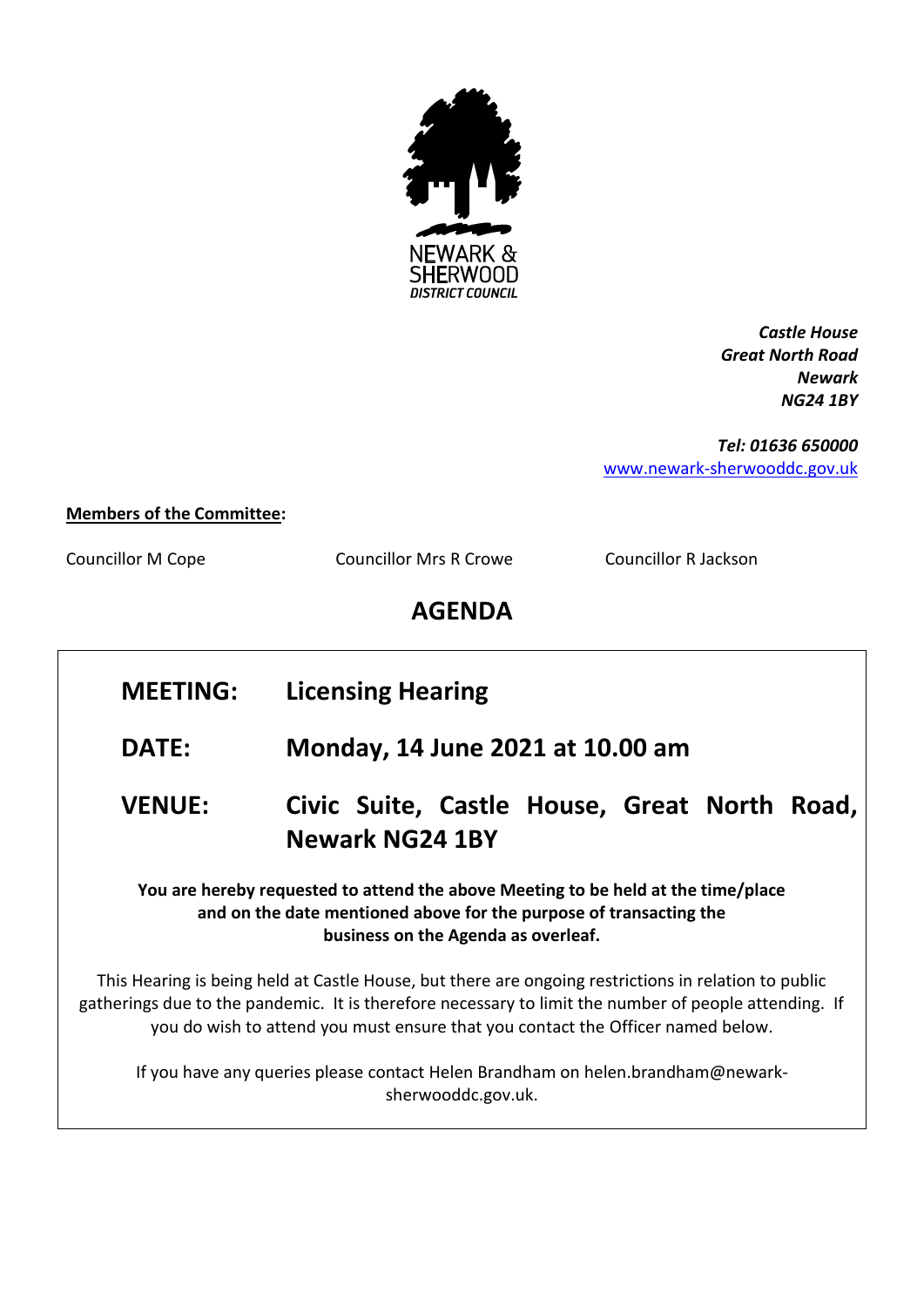NEWARK & SHERWOOD DISTRICT COUNCIL

*Castle House*
*Great North Road*
*Newark*
*NG24 1BY*

*Tel: 01636 650000*
www.newark-sherwooddc.gov.uk

**Members of the Committee:**

Councillor M Cope
Councillor Mrs R Crowe
Councillor R Jackson

# AGENDA

**MEETING:** **Licensing Hearing**

**DATE:** **Monday, 14 June 2021 at 10.00 am**

**VENUE:** **Civic Suite, Castle House, Great North Road, Newark NG24 1BY**

**You are hereby requested to attend the above Meeting to be held at the time/place and on the date mentioned above for the purpose of transacting the business on the Agenda as overleaf.**

This Hearing is being held at Castle House, but there are ongoing restrictions in relation to public gatherings due to the pandemic. It is therefore necessary to limit the number of people attending. If you do wish to attend you must ensure that you contact the Officer named below.

If you have any queries please contact Helen Brandham on helen.brandham@newark-sherwooddc.gov.uk.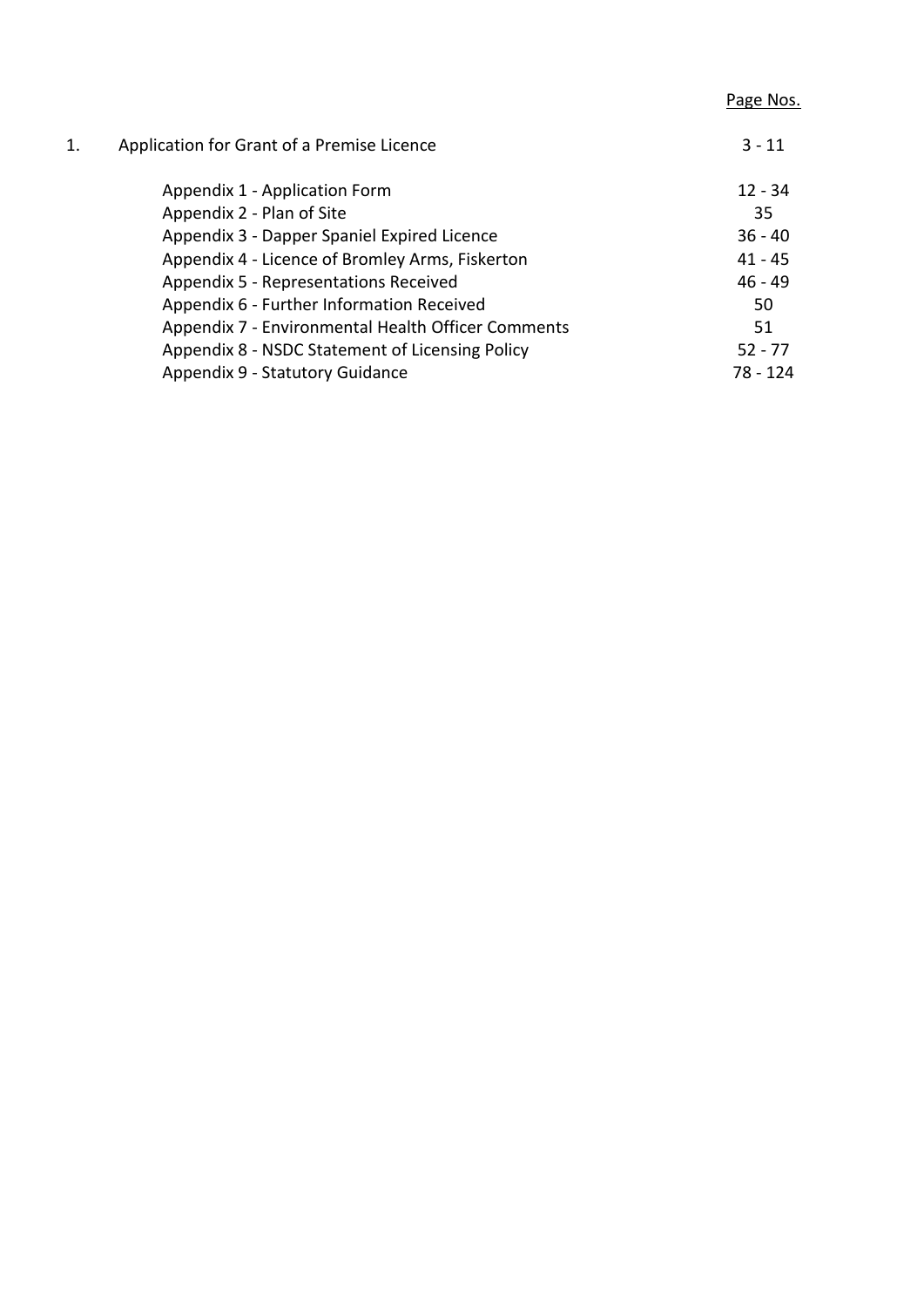| | | Page Nos. |
|---|---|---|
| 1. | Application for Grant of a Premise Licence | 3 - 11 |
| | Appendix 1 - Application Form | 12 - 34 |
| | Appendix 2 - Plan of Site | 35 |
| | Appendix 3 - Dapper Spaniel Expired Licence | 36 - 40 |
| | Appendix 4 - Licence of Bromley Arms, Fiskerton | 41 - 45 |
| | Appendix 5 - Representations Received | 46 - 49 |
| | Appendix 6 - Further Information Received | 50 |
| | Appendix 7 - Environmental Health Officer Comments | 51 |
| | Appendix 8 - NSDC Statement of Licensing Policy | 52 - 77 |
| | Appendix 9 - Statutory Guidance | 78 - 124 |